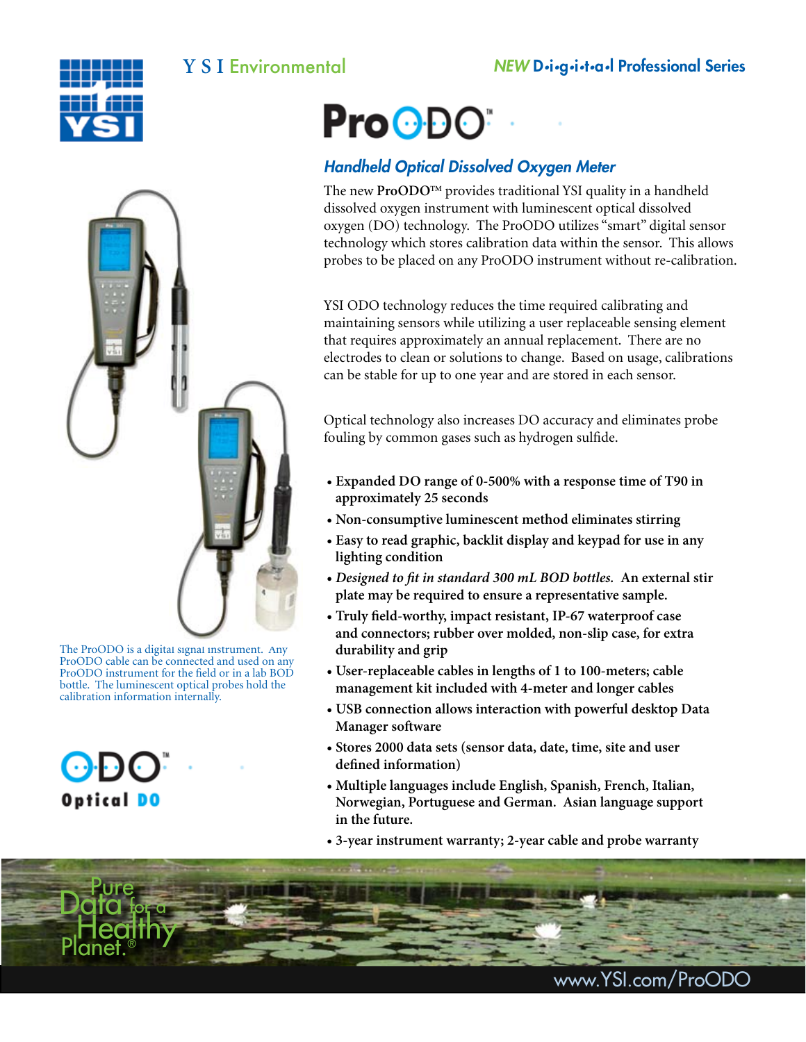YSI Environmental

*NEW* D·i·g·i·t·a·l Professional Series

# ProODO™

## *Handheld Optical Dissolved Oxygen Meter*

The new **ProODO**™ provides traditional YSI quality in a handheld dissolved oxygen instrument with luminescent optical dissolved oxygen (DO) technology. The ProODO utilizes "smart" digital sensor technology which stores calibration data within the sensor. This allows probes to be placed on any ProODO instrument without re-calibration.

YSI ODO technology reduces the time required calibrating and maintaining sensors while utilizing a user replaceable sensing element that requires approximately an annual replacement. There are no electrodes to clean or solutions to change. Based on usage, calibrations can be stable for up to one year and are stored in each sensor.

Optical technology also increases DO accuracy and eliminates probe fouling by common gases such as hydrogen sulfide.

- **Expanded DO range of 0-500% with a response time of T90 in approximately 25 seconds**
- **Non-consumptive luminescent method eliminates stirring**
- **Easy to read graphic, backlit display and keypad for use in any lighting condition**
- ***Designed to fit in standard 300 mL BOD bottles.* An external stir plate may be required to ensure a representative sample.**
- **Truly field-worthy, impact resistant, IP-67 waterproof case and connectors; rubber over molded, non-slip case, for extra durability and grip**
- **User-replaceable cables in lengths of 1 to 100-meters; cable management kit included with 4-meter and longer cables**
- **USB connection allows interaction with powerful desktop Data Manager software**
- **Stores 2000 data sets (sensor data, date, time, site and user defined information)**
- **Multiple languages include English, Spanish, French, Italian, Norwegian, Portuguese and German. Asian language support in the future.**
- **3-year instrument warranty; 2-year cable and probe warranty**

The ProODO is a digital signal instrument. Any ProODO cable can be connected and used on any ProODO instrument for the field or in a lab BOD bottle. The luminescent optical probes hold the calibration information internally.

ODO™ Optical DO

Pure Data for a Healthy Planet.®

www.YSI.com/ProODO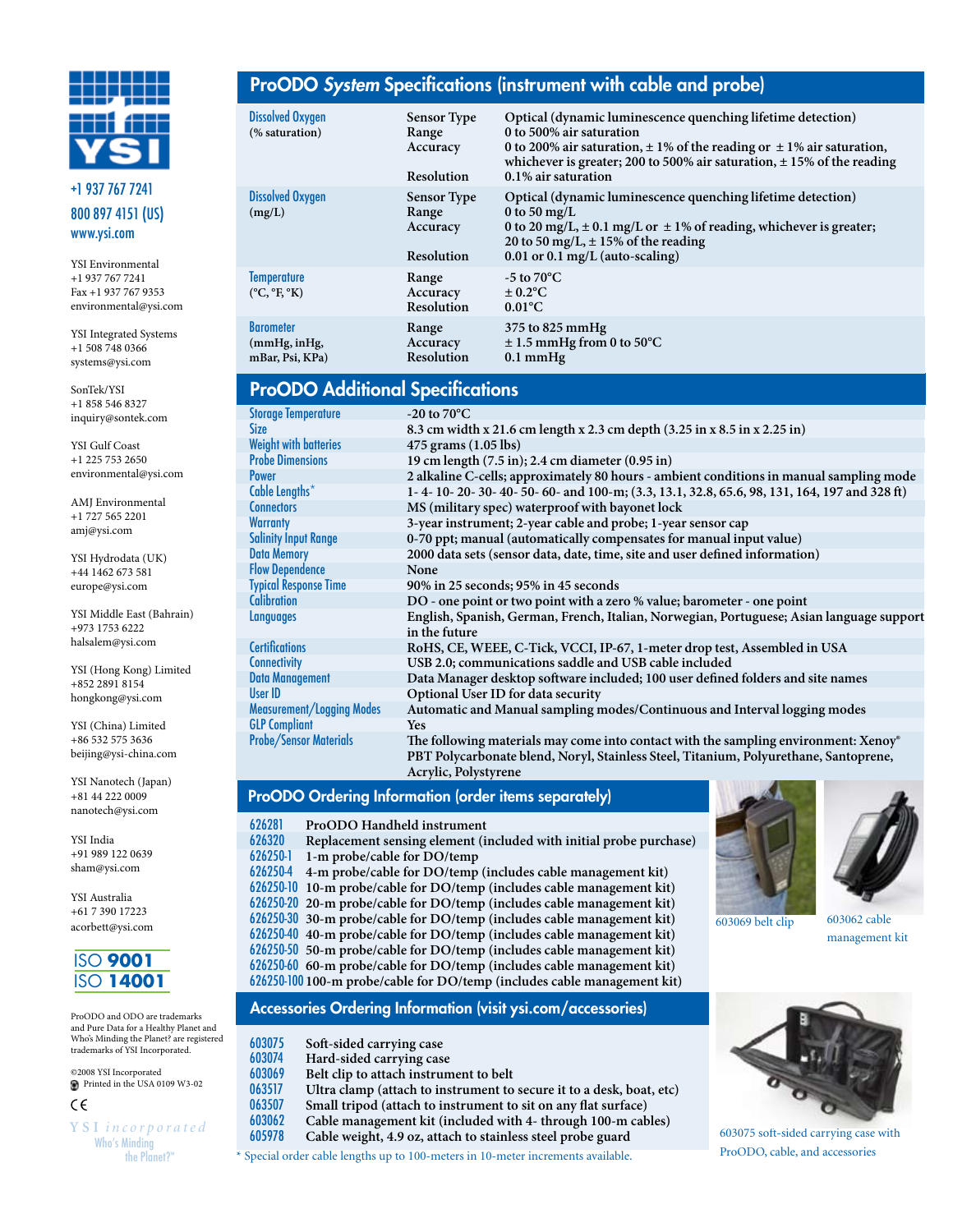## ProODO *System* Specifications (instrument with cable and probe)

| | | |
|---|---|---|
| **Dissolved Oxygen** (% saturation) | Sensor Type | Optical (dynamic luminescence quenching lifetime detection) |
| | Range | 0 to 500% air saturation |
| | Accuracy | 0 to 200% air saturation, ± 1% of the reading or ± 1% air saturation, whichever is greater; 200 to 500% air saturation, ± 15% of the reading |
| | Resolution | 0.1% air saturation |
| **Dissolved Oxygen** (mg/L) | Sensor Type | Optical (dynamic luminescence quenching lifetime detection) |
| | Range | 0 to 50 mg/L |
| | Accuracy | 0 to 20 mg/L, ± 0.1 mg/L or ± 1% of reading, whichever is greater; 20 to 50 mg/L, ± 15% of the reading |
| | Resolution | 0.01 or 0.1 mg/L (auto-scaling) |
| **Temperature** (°C, °F, °K) | Range | -5 to 70°C |
| | Accuracy | ± 0.2°C |
| | Resolution | 0.01°C |
| **Barometer** (mmHg, inHg, mBar, Psi, KPa) | Range | 375 to 825 mmHg |
| | Accuracy | ± 1.5 mmHg from 0 to 50°C |
| | Resolution | 0.1 mmHg |

## ProODO Additional Specifications

| | |
|---|---|
| Storage Temperature | -20 to 70°C |
| Size | 8.3 cm width x 21.6 cm length x 2.3 cm depth (3.25 in x 8.5 in x 2.25 in) |
| Weight with batteries | 475 grams (1.05 lbs) |
| Probe Dimensions | 19 cm length (7.5 in); 2.4 cm diameter (0.95 in) |
| Power | 2 alkaline C-cells; approximately 80 hours - ambient conditions in manual sampling mode |
| Cable Lengths* | 1- 4- 10- 20- 30- 40- 50- 60- and 100-m; (3.3, 13.1, 32.8, 65.6, 98, 131, 164, 197 and 328 ft) |
| Connectors | MS (military spec) waterproof with bayonet lock |
| Warranty | 3-year instrument; 2-year cable and probe; 1-year sensor cap |
| Salinity Input Range | 0-70 ppt; manual (automatically compensates for manual input value) |
| Data Memory | 2000 data sets (sensor data, date, time, site and user defined information) |
| Flow Dependence | None |
| Typical Response Time | 90% in 25 seconds; 95% in 45 seconds |
| Calibration | DO - one point or two point with a zero % value; barometer - one point |
| Languages | English, Spanish, German, French, Italian, Norwegian, Portuguese; Asian language support in the future |
| Certifications | RoHS, CE, WEEE, C-Tick, VCCI, IP-67, 1-meter drop test, Assembled in USA |
| Connectivity | USB 2.0; communications saddle and USB cable included |
| Data Management | Data Manager desktop software included; 100 user defined folders and site names |
| User ID | Optional User ID for data security |
| Measurement/Logging Modes | Automatic and Manual sampling modes/Continuous and Interval logging modes |
| GLP Compliant | Yes |
| Probe/Sensor Materials | The following materials may come into contact with the sampling environment: Xenoy® PBT Polycarbonate blend, Noryl, Stainless Steel, Titanium, Polyurethane, Santoprene, Acrylic, Polystyrene |

## ProODO Ordering Information (order items separately)

| | |
|---|---|
| 626281 | ProODO Handheld instrument |
| 626320 | Replacement sensing element (included with initial probe purchase) |
| 626250-1 | 1-m probe/cable for DO/temp |
| 626250-4 | 4-m probe/cable for DO/temp (includes cable management kit) |
| 626250-10 | 10-m probe/cable for DO/temp (includes cable management kit) |
| 626250-20 | 20-m probe/cable for DO/temp (includes cable management kit) |
| 626250-30 | 30-m probe/cable for DO/temp (includes cable management kit) |
| 626250-40 | 40-m probe/cable for DO/temp (includes cable management kit) |
| 626250-50 | 50-m probe/cable for DO/temp (includes cable management kit) |
| 626250-60 | 60-m probe/cable for DO/temp (includes cable management kit) |
| 626250-100 | 100-m probe/cable for DO/temp (includes cable management kit) |

603069 belt clip

603062 cable management kit

## Accessories Ordering Information (visit ysi.com/accessories)

| | |
|---|---|
| 603075 | Soft-sided carrying case |
| 603074 | Hard-sided carrying case |
| 603069 | Belt clip to attach instrument to belt |
| 063517 | Ultra clamp (attach to instrument to secure it to a desk, boat, etc) |
| 063507 | Small tripod (attach to instrument to sit on any flat surface) |
| 603062 | Cable management kit (included with 4- through 100-m cables) |
| 605978 | Cable weight, 4.9 oz, attach to stainless steel probe guard |

\* Special order cable lengths up to 100-meters in 10-meter increments available.

603075 soft-sided carrying case with ProODO, cable, and accessories

YSI

+1 937 767 7241
800 897 4151 (US)
www.ysi.com

YSI Environmental
+1 937 767 7241
Fax +1 937 767 9353
environmental@ysi.com

YSI Integrated Systems
+1 508 748 0366
systems@ysi.com

SonTek/YSI
+1 858 546 8327
inquiry@sontek.com

YSI Gulf Coast
+1 225 753 2650
environmental@ysi.com

AMJ Environmental
+1 727 565 2201
amj@ysi.com

YSI Hydrodata (UK)
+44 1462 673 581
europe@ysi.com

YSI Middle East (Bahrain)
+973 1753 6222
halsalem@ysi.com

YSI (Hong Kong) Limited
+852 2891 8154
hongkong@ysi.com

YSI (China) Limited
+86 532 575 3636
beijing@ysi-china.com

YSI Nanotech (Japan)
+81 44 222 0009
nanotech@ysi.com

YSI India
+91 989 122 0639
sham@ysi.com

YSI Australia
+61 7 390 17223
acorbett@ysi.com

ISO 9001
ISO 14001

ProODO and ODO are trademarks and Pure Data for a Healthy Planet and Who's Minding the Planet? are registered trademarks of YSI Incorporated.

©2008 YSI Incorporated
Printed in the USA 0109 W3-02

CE

YSI incorporated
Who's Minding the Planet?®